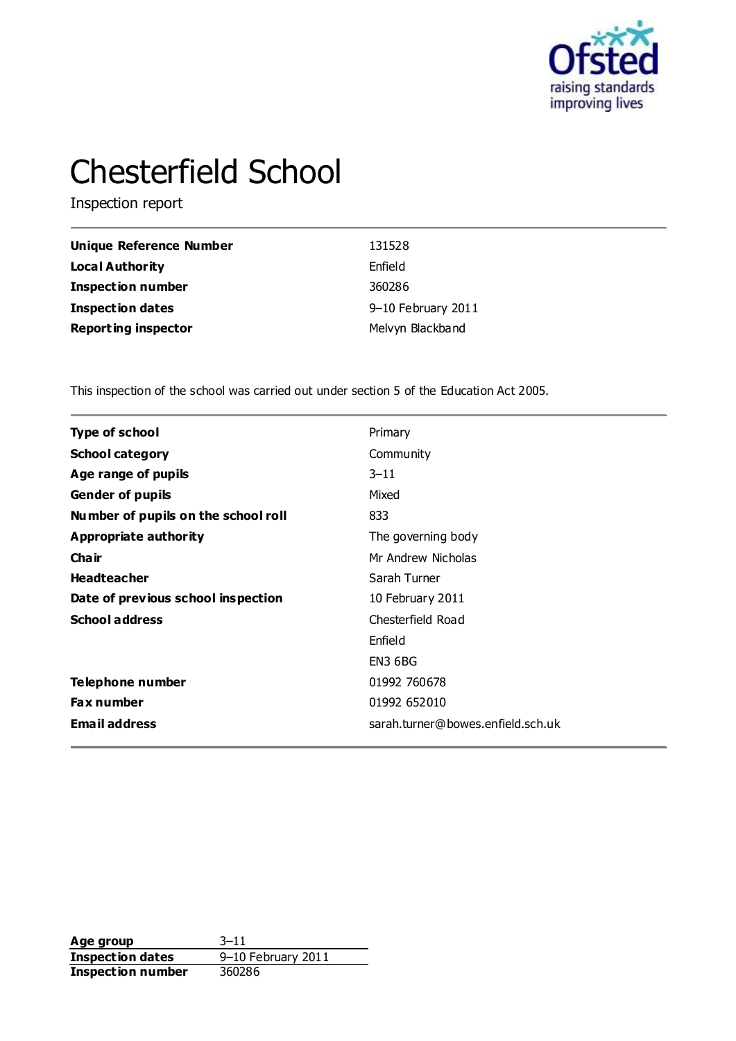# Chesterfield School

Inspection report

| | |
|---|---|
| **Unique Reference Number** | 131528 |
| **Local Authority** | Enfield |
| **Inspection number** | 360286 |
| **Inspection dates** | 9–10 February 2011 |
| **Reporting inspector** | Melvyn Blackband |

This inspection of the school was carried out under section 5 of the Education Act 2005.

| | |
|---|---|
| **Type of school** | Primary |
| **School category** | Community |
| **Age range of pupils** | 3–11 |
| **Gender of pupils** | Mixed |
| **Number of pupils on the school roll** | 833 |
| **Appropriate authority** | The governing body |
| **Chair** | Mr Andrew Nicholas |
| **Headteacher** | Sarah Turner |
| **Date of previous school inspection** | 10 February 2011 |
| **School address** | Chesterfield Road<br>Enfield<br>EN3 6BG |
| **Telephone number** | 01992 760678 |
| **Fax number** | 01992 652010 |
| **Email address** | sarah.turner@bowes.enfield.sch.uk |

| | |
|---|---|
| **Age group** | 3–11 |
| **Inspection dates** | 9–10 February 2011 |
| **Inspection number** | 360286 |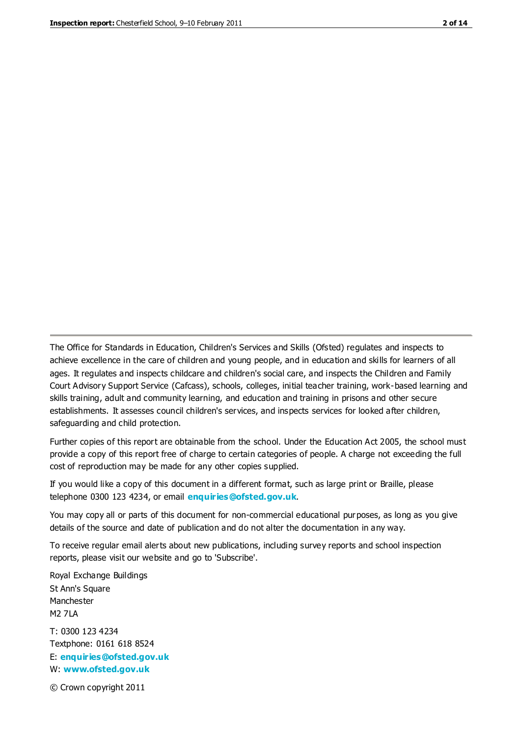The Office for Standards in Education, Children's Services and Skills (Ofsted) regulates and inspects to achieve excellence in the care of children and young people, and in education and skills for learners of all ages. It regulates and inspects childcare and children's social care, and inspects the Children and Family Court Advisory Support Service (Cafcass), schools, colleges, initial teacher training, work-based learning and skills training, adult and community learning, and education and training in prisons and other secure establishments. It assesses council children's services, and inspects services for looked after children, safeguarding and child protection.

Further copies of this report are obtainable from the school. Under the Education Act 2005, the school must provide a copy of this report free of charge to certain categories of people. A charge not exceeding the full cost of reproduction may be made for any other copies supplied.

If you would like a copy of this document in a different format, such as large print or Braille, please telephone 0300 123 4234, or email **enquiries@ofsted.gov.uk**.

You may copy all or parts of this document for non-commercial educational purposes, as long as you give details of the source and date of publication and do not alter the documentation in any way.

To receive regular email alerts about new publications, including survey reports and school inspection reports, please visit our website and go to 'Subscribe'.

Royal Exchange Buildings
St Ann's Square
Manchester
M2 7LA

T: 0300 123 4234
Textphone: 0161 618 8524
E: **enquiries@ofsted.gov.uk**
W: **www.ofsted.gov.uk**

© Crown copyright 2011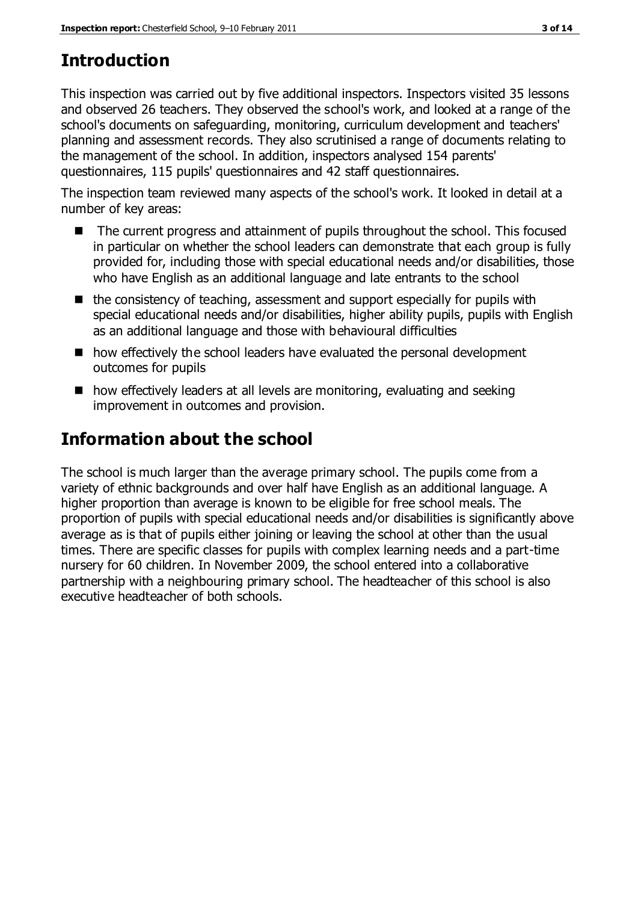## Introduction

This inspection was carried out by five additional inspectors. Inspectors visited 35 lessons and observed 26 teachers. They observed the school's work, and looked at a range of the school's documents on safeguarding, monitoring, curriculum development and teachers' planning and assessment records. They also scrutinised a range of documents relating to the management of the school. In addition, inspectors analysed 154 parents' questionnaires, 115 pupils' questionnaires and 42 staff questionnaires.

The inspection team reviewed many aspects of the school's work. It looked in detail at a number of key areas:

- The current progress and attainment of pupils throughout the school. This focused in particular on whether the school leaders can demonstrate that each group is fully provided for, including those with special educational needs and/or disabilities, those who have English as an additional language and late entrants to the school
- the consistency of teaching, assessment and support especially for pupils with special educational needs and/or disabilities, higher ability pupils, pupils with English as an additional language and those with behavioural difficulties
- how effectively the school leaders have evaluated the personal development outcomes for pupils
- how effectively leaders at all levels are monitoring, evaluating and seeking improvement in outcomes and provision.

## Information about the school

The school is much larger than the average primary school. The pupils come from a variety of ethnic backgrounds and over half have English as an additional language. A higher proportion than average is known to be eligible for free school meals. The proportion of pupils with special educational needs and/or disabilities is significantly above average as is that of pupils either joining or leaving the school at other than the usual times. There are specific classes for pupils with complex learning needs and a part-time nursery for 60 children. In November 2009, the school entered into a collaborative partnership with a neighbouring primary school. The headteacher of this school is also executive headteacher of both schools.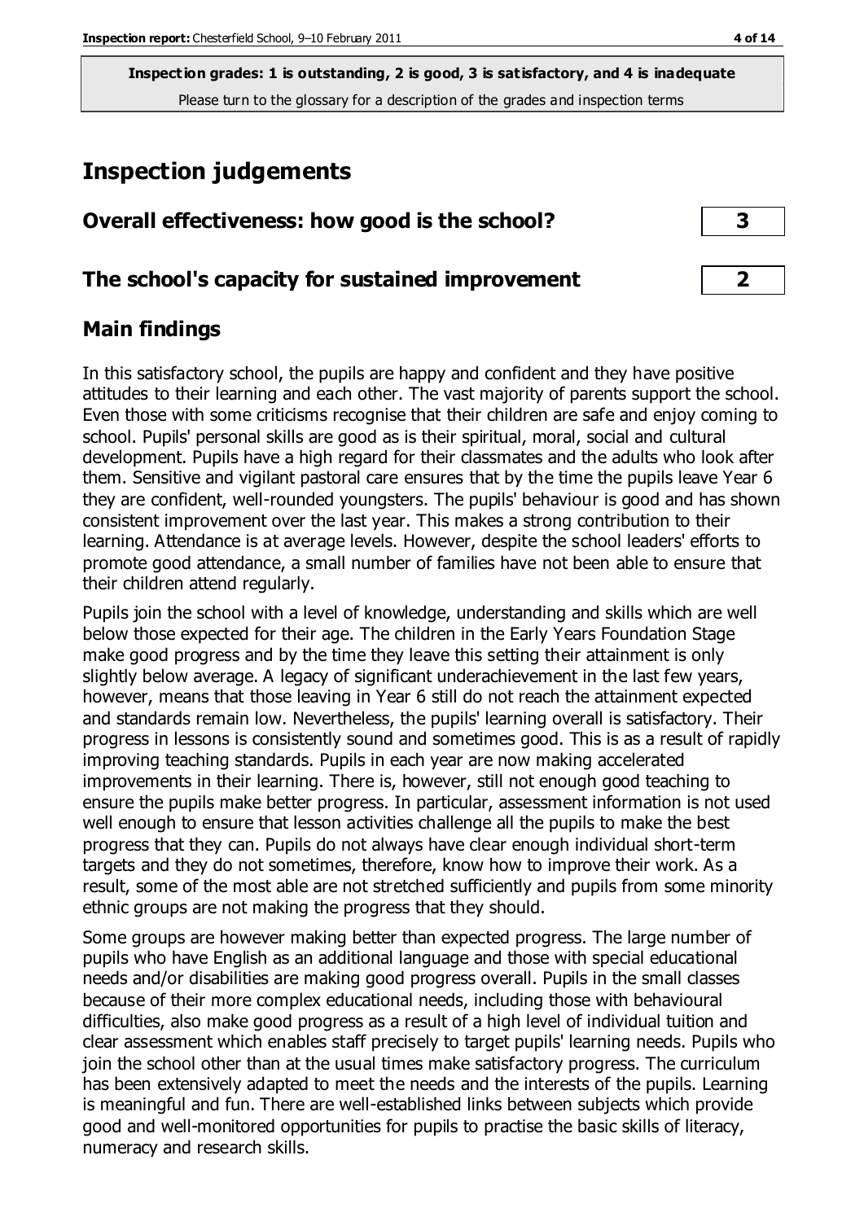**Inspection grades: 1 is outstanding, 2 is good, 3 is satisfactory, and 4 is inadequate**
Please turn to the glossary for a description of the grades and inspection terms

# Inspection judgements

| Overall effectiveness: how good is the school? | 3 |
|---|---|
| **The school's capacity for sustained improvement** | **2** |

## Main findings

In this satisfactory school, the pupils are happy and confident and they have positive attitudes to their learning and each other. The vast majority of parents support the school. Even those with some criticisms recognise that their children are safe and enjoy coming to school. Pupils' personal skills are good as is their spiritual, moral, social and cultural development. Pupils have a high regard for their classmates and the adults who look after them. Sensitive and vigilant pastoral care ensures that by the time the pupils leave Year 6 they are confident, well-rounded youngsters. The pupils' behaviour is good and has shown consistent improvement over the last year. This makes a strong contribution to their learning. Attendance is at average levels. However, despite the school leaders' efforts to promote good attendance, a small number of families have not been able to ensure that their children attend regularly.

Pupils join the school with a level of knowledge, understanding and skills which are well below those expected for their age. The children in the Early Years Foundation Stage make good progress and by the time they leave this setting their attainment is only slightly below average. A legacy of significant underachievement in the last few years, however, means that those leaving in Year 6 still do not reach the attainment expected and standards remain low. Nevertheless, the pupils' learning overall is satisfactory. Their progress in lessons is consistently sound and sometimes good. This is as a result of rapidly improving teaching standards. Pupils in each year are now making accelerated improvements in their learning. There is, however, still not enough good teaching to ensure the pupils make better progress. In particular, assessment information is not used well enough to ensure that lesson activities challenge all the pupils to make the best progress that they can. Pupils do not always have clear enough individual short-term targets and they do not sometimes, therefore, know how to improve their work. As a result, some of the most able are not stretched sufficiently and pupils from some minority ethnic groups are not making the progress that they should.

Some groups are however making better than expected progress. The large number of pupils who have English as an additional language and those with special educational needs and/or disabilities are making good progress overall. Pupils in the small classes because of their more complex educational needs, including those with behavioural difficulties, also make good progress as a result of a high level of individual tuition and clear assessment which enables staff precisely to target pupils' learning needs. Pupils who join the school other than at the usual times make satisfactory progress. The curriculum has been extensively adapted to meet the needs and the interests of the pupils. Learning is meaningful and fun. There are well-established links between subjects which provide good and well-monitored opportunities for pupils to practise the basic skills of literacy, numeracy and research skills.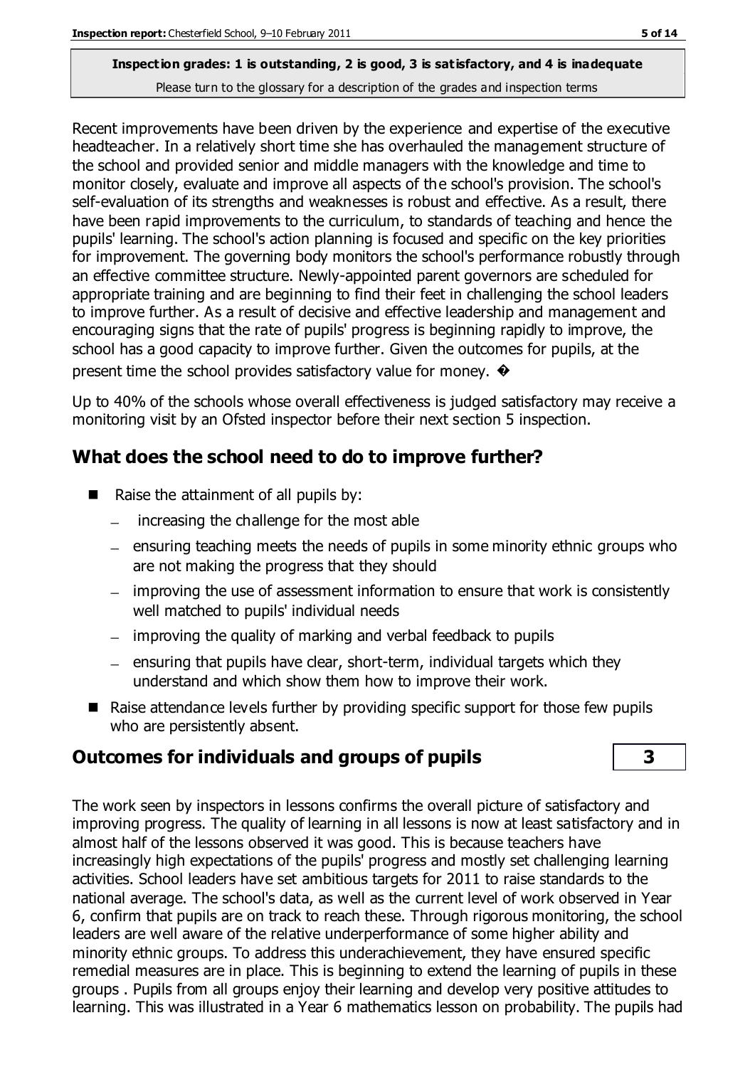Recent improvements have been driven by the experience and expertise of the executive headteacher. In a relatively short time she has overhauled the management structure of the school and provided senior and middle managers with the knowledge and time to monitor closely, evaluate and improve all aspects of the school's provision. The school's self-evaluation of its strengths and weaknesses is robust and effective. As a result, there have been rapid improvements to the curriculum, to standards of teaching and hence the pupils' learning. The school's action planning is focused and specific on the key priorities for improvement. The governing body monitors the school's performance robustly through an effective committee structure. Newly-appointed parent governors are scheduled for appropriate training and are beginning to find their feet in challenging the school leaders to improve further. As a result of decisive and effective leadership and management and encouraging signs that the rate of pupils' progress is beginning rapidly to improve, the school has a good capacity to improve further. Given the outcomes for pupils, at the present time the school provides satisfactory value for money. �

Up to 40% of the schools whose overall effectiveness is judged satisfactory may receive a monitoring visit by an Ofsted inspector before their next section 5 inspection.

## What does the school need to do to improve further?

- Raise the attainment of all pupils by:
  - increasing the challenge for the most able
  - ensuring teaching meets the needs of pupils in some minority ethnic groups who are not making the progress that they should
  - improving the use of assessment information to ensure that work is consistently well matched to pupils' individual needs
  - improving the quality of marking and verbal feedback to pupils
  - ensuring that pupils have clear, short-term, individual targets which they understand and which show them how to improve their work.
- Raise attendance levels further by providing specific support for those few pupils who are persistently absent.

## Outcomes for individuals and groups of pupils **3**

The work seen by inspectors in lessons confirms the overall picture of satisfactory and improving progress. The quality of learning in all lessons is now at least satisfactory and in almost half of the lessons observed it was good. This is because teachers have increasingly high expectations of the pupils' progress and mostly set challenging learning activities. School leaders have set ambitious targets for 2011 to raise standards to the national average. The school's data, as well as the current level of work observed in Year 6, confirm that pupils are on track to reach these. Through rigorous monitoring, the school leaders are well aware of the relative underperformance of some higher ability and minority ethnic groups. To address this underachievement, they have ensured specific remedial measures are in place. This is beginning to extend the learning of pupils in these groups . Pupils from all groups enjoy their learning and develop very positive attitudes to learning. This was illustrated in a Year 6 mathematics lesson on probability. The pupils had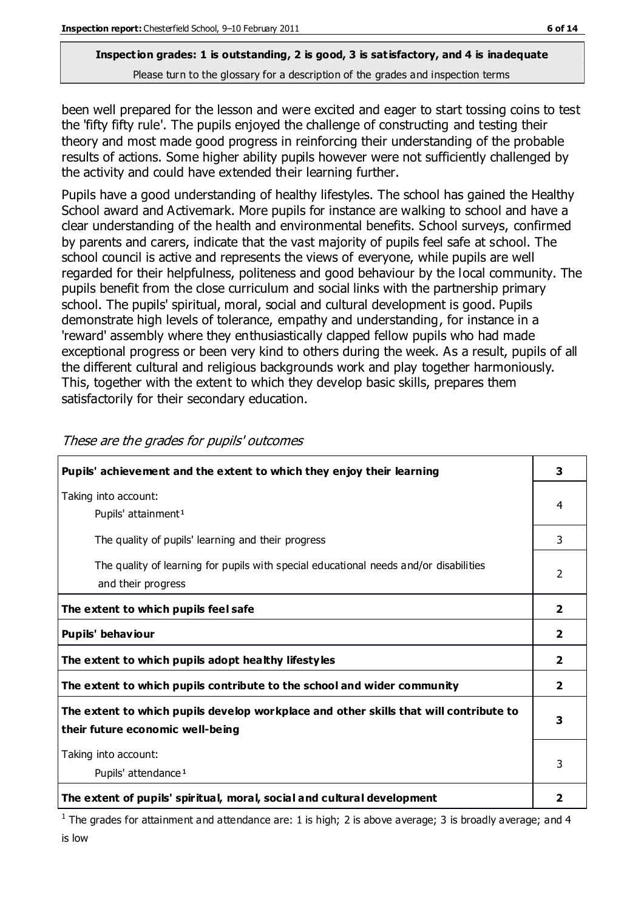**Inspection grades: 1 is outstanding, 2 is good, 3 is satisfactory, and 4 is inadequate**

Please turn to the glossary for a description of the grades and inspection terms

been well prepared for the lesson and were excited and eager to start tossing coins to test the 'fifty fifty rule'. The pupils enjoyed the challenge of constructing and testing their theory and most made good progress in reinforcing their understanding of the probable results of actions. Some higher ability pupils however were not sufficiently challenged by the activity and could have extended their learning further.

Pupils have a good understanding of healthy lifestyles. The school has gained the Healthy School award and Activemark. More pupils for instance are walking to school and have a clear understanding of the health and environmental benefits. School surveys, confirmed by parents and carers, indicate that the vast majority of pupils feel safe at school. The school council is active and represents the views of everyone, while pupils are well regarded for their helpfulness, politeness and good behaviour by the local community. The pupils benefit from the close curriculum and social links with the partnership primary school. The pupils' spiritual, moral, social and cultural development is good. Pupils demonstrate high levels of tolerance, empathy and understanding, for instance in a 'reward' assembly where they enthusiastically clapped fellow pupils who had made exceptional progress or been very kind to others during the week. As a result, pupils of all the different cultural and religious backgrounds work and play together harmoniously. This, together with the extent to which they develop basic skills, prepares them satisfactorily for their secondary education.

*These are the grades for pupils' outcomes*

| | |
|---|---|
| **Pupils' achievement and the extent to which they enjoy their learning** | **3** |
| Taking into account: Pupils' attainment[1] | 4 |
| The quality of pupils' learning and their progress | 3 |
| The quality of learning for pupils with special educational needs and/or disabilities and their progress | 2 |
| **The extent to which pupils feel safe** | **2** |
| **Pupils' behaviour** | **2** |
| **The extent to which pupils adopt healthy lifestyles** | **2** |
| **The extent to which pupils contribute to the school and wider community** | **2** |
| **The extent to which pupils develop workplace and other skills that will contribute to their future economic well-being** | **3** |
| Taking into account: Pupils' attendance[1] | 3 |
| **The extent of pupils' spiritual, moral, social and cultural development** | **2** |

[1] The grades for attainment and attendance are: 1 is high; 2 is above average; 3 is broadly average; and 4 is low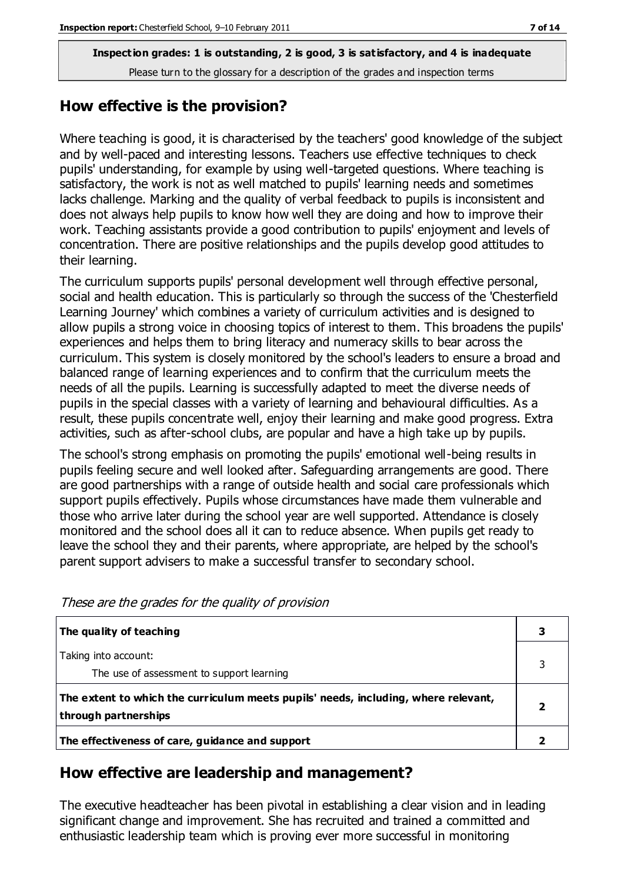**Inspection grades: 1 is outstanding, 2 is good, 3 is satisfactory, and 4 is inadequate**
Please turn to the glossary for a description of the grades and inspection terms

## How effective is the provision?

Where teaching is good, it is characterised by the teachers' good knowledge of the subject and by well-paced and interesting lessons. Teachers use effective techniques to check pupils' understanding, for example by using well-targeted questions. Where teaching is satisfactory, the work is not as well matched to pupils' learning needs and sometimes lacks challenge. Marking and the quality of verbal feedback to pupils is inconsistent and does not always help pupils to know how well they are doing and how to improve their work. Teaching assistants provide a good contribution to pupils' enjoyment and levels of concentration. There are positive relationships and the pupils develop good attitudes to their learning.

The curriculum supports pupils' personal development well through effective personal, social and health education. This is particularly so through the success of the 'Chesterfield Learning Journey' which combines a variety of curriculum activities and is designed to allow pupils a strong voice in choosing topics of interest to them. This broadens the pupils' experiences and helps them to bring literacy and numeracy skills to bear across the curriculum. This system is closely monitored by the school's leaders to ensure a broad and balanced range of learning experiences and to confirm that the curriculum meets the needs of all the pupils. Learning is successfully adapted to meet the diverse needs of pupils in the special classes with a variety of learning and behavioural difficulties. As a result, these pupils concentrate well, enjoy their learning and make good progress. Extra activities, such as after-school clubs, are popular and have a high take up by pupils.

The school's strong emphasis on promoting the pupils' emotional well-being results in pupils feeling secure and well looked after. Safeguarding arrangements are good. There are good partnerships with a range of outside health and social care professionals which support pupils effectively. Pupils whose circumstances have made them vulnerable and those who arrive later during the school year are well supported. Attendance is closely monitored and the school does all it can to reduce absence. When pupils get ready to leave the school they and their parents, where appropriate, are helped by the school's parent support advisers to make a successful transfer to secondary school.

*These are the grades for the quality of provision*

| | |
|---|---|
| **The quality of teaching** | **3** |
| Taking into account:<br>The use of assessment to support learning | 3 |
| **The extent to which the curriculum meets pupils' needs, including, where relevant, through partnerships** | **2** |
| **The effectiveness of care, guidance and support** | **2** |

## How effective are leadership and management?

The executive headteacher has been pivotal in establishing a clear vision and in leading significant change and improvement. She has recruited and trained a committed and enthusiastic leadership team which is proving ever more successful in monitoring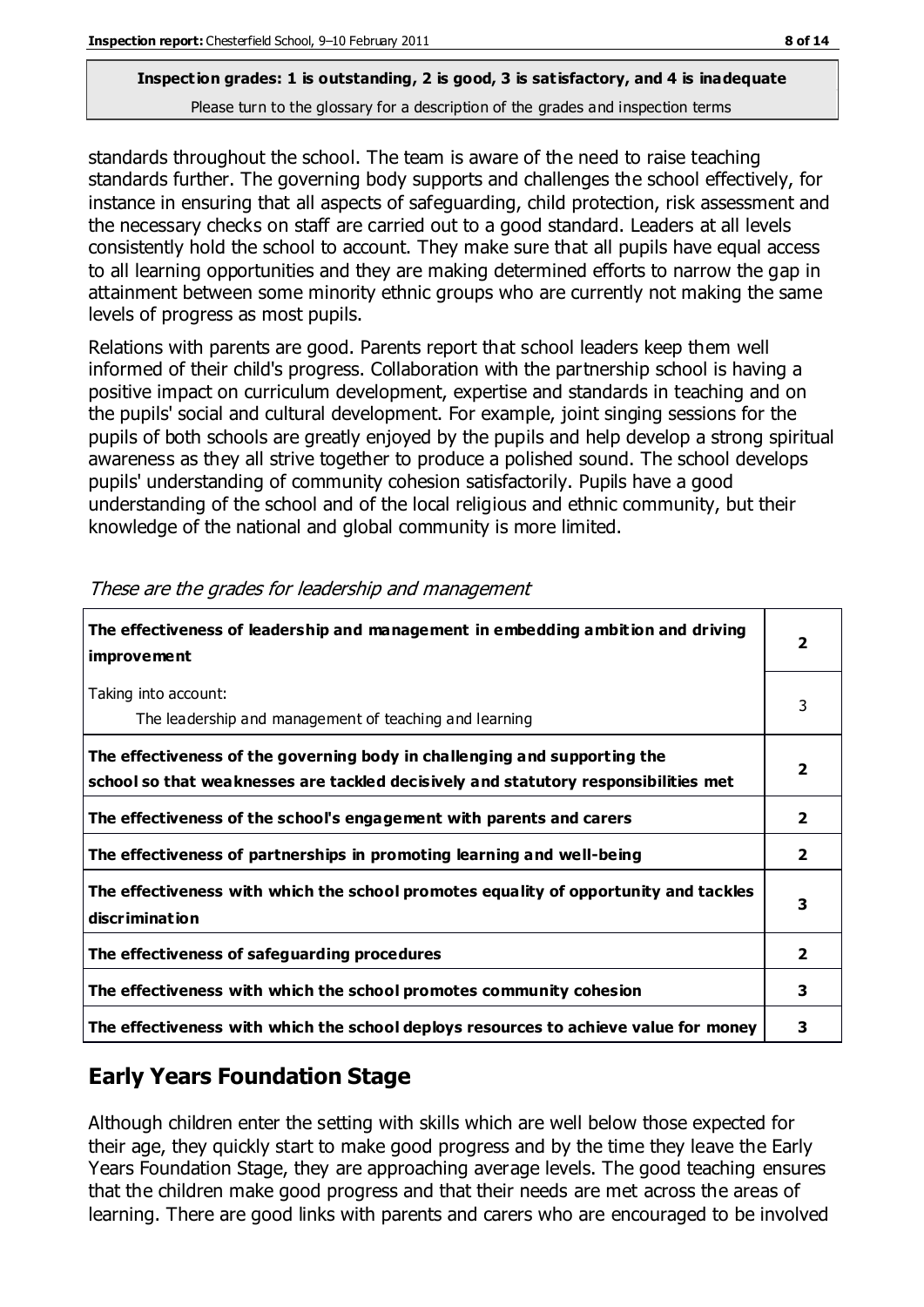standards throughout the school. The team is aware of the need to raise teaching standards further. The governing body supports and challenges the school effectively, for instance in ensuring that all aspects of safeguarding, child protection, risk assessment and the necessary checks on staff are carried out to a good standard. Leaders at all levels consistently hold the school to account. They make sure that all pupils have equal access to all learning opportunities and they are making determined efforts to narrow the gap in attainment between some minority ethnic groups who are currently not making the same levels of progress as most pupils.

Relations with parents are good. Parents report that school leaders keep them well informed of their child's progress. Collaboration with the partnership school is having a positive impact on curriculum development, expertise and standards in teaching and on the pupils' social and cultural development. For example, joint singing sessions for the pupils of both schools are greatly enjoyed by the pupils and help develop a strong spiritual awareness as they all strive together to produce a polished sound. The school develops pupils' understanding of community cohesion satisfactorily. Pupils have a good understanding of the school and of the local religious and ethnic community, but their knowledge of the national and global community is more limited.

*These are the grades for leadership and management*

| | |
|---|---|
| **The effectiveness of leadership and management in embedding ambition and driving improvement** | **2** |
| Taking into account: The leadership and management of teaching and learning | 3 |
| **The effectiveness of the governing body in challenging and supporting the school so that weaknesses are tackled decisively and statutory responsibilities met** | **2** |
| **The effectiveness of the school's engagement with parents and carers** | **2** |
| **The effectiveness of partnerships in promoting learning and well-being** | **2** |
| **The effectiveness with which the school promotes equality of opportunity and tackles discrimination** | **3** |
| **The effectiveness of safeguarding procedures** | **2** |
| **The effectiveness with which the school promotes community cohesion** | **3** |
| **The effectiveness with which the school deploys resources to achieve value for money** | **3** |

## Early Years Foundation Stage

Although children enter the setting with skills which are well below those expected for their age, they quickly start to make good progress and by the time they leave the Early Years Foundation Stage, they are approaching average levels. The good teaching ensures that the children make good progress and that their needs are met across the areas of learning. There are good links with parents and carers who are encouraged to be involved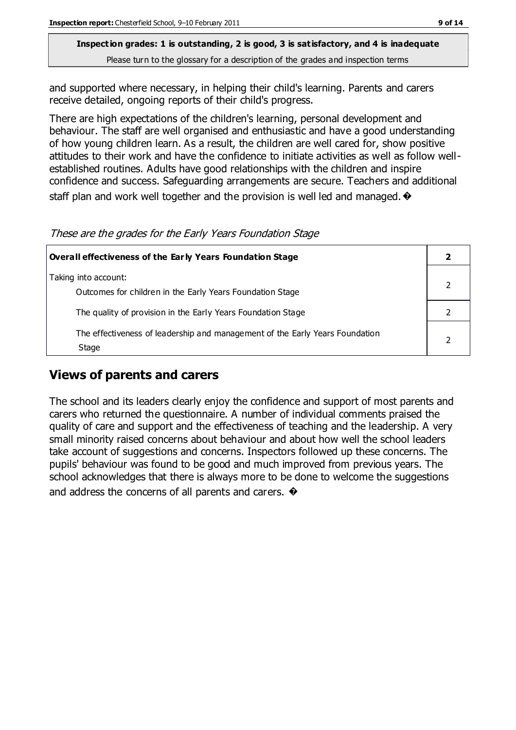**Inspection grades: 1 is outstanding, 2 is good, 3 is satisfactory, and 4 is inadequate**

Please turn to the glossary for a description of the grades and inspection terms

and supported where necessary, in helping their child's learning. Parents and carers receive detailed, ongoing reports of their child's progress.

There are high expectations of the children's learning, personal development and behaviour. The staff are well organised and enthusiastic and have a good understanding of how young children learn. As a result, the children are well cared for, show positive attitudes to their work and have the confidence to initiate activities as well as follow well-established routines. Adults have good relationships with the children and inspire confidence and success. Safeguarding arrangements are secure. Teachers and additional staff plan and work well together and the provision is well led and managed. �

*These are the grades for the Early Years Foundation Stage*

| **Overall effectiveness of the Early Years Foundation Stage** | **2** |
|---|---|
| Taking into account: Outcomes for children in the Early Years Foundation Stage | 2 |
| The quality of provision in the Early Years Foundation Stage | 2 |
| The effectiveness of leadership and management of the Early Years Foundation Stage | 2 |

## Views of parents and carers

The school and its leaders clearly enjoy the confidence and support of most parents and carers who returned the questionnaire. A number of individual comments praised the quality of care and support and the effectiveness of teaching and the leadership. A very small minority raised concerns about behaviour and about how well the school leaders take account of suggestions and concerns. Inspectors followed up these concerns. The pupils' behaviour was found to be good and much improved from previous years. The school acknowledges that there is always more to be done to welcome the suggestions and address the concerns of all parents and carers. �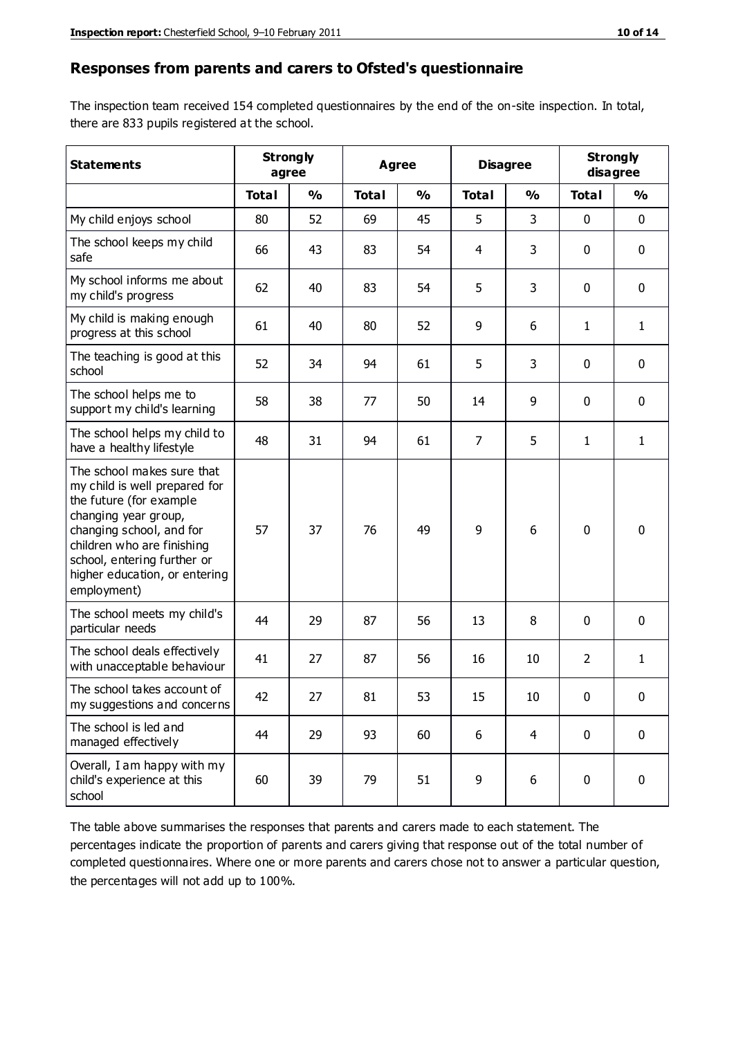## Responses from parents and carers to Ofsted's questionnaire

The inspection team received 154 completed questionnaires by the end of the on-site inspection. In total, there are 833 pupils registered at the school.

| Statements | Strongly agree | | Agree | | Disagree | | Strongly disagree | |
|---|---|---|---|---|---|---|---|---|
| | Total | % | Total | % | Total | % | Total | % |
| My child enjoys school | 80 | 52 | 69 | 45 | 5 | 3 | 0 | 0 |
| The school keeps my child safe | 66 | 43 | 83 | 54 | 4 | 3 | 0 | 0 |
| My school informs me about my child's progress | 62 | 40 | 83 | 54 | 5 | 3 | 0 | 0 |
| My child is making enough progress at this school | 61 | 40 | 80 | 52 | 9 | 6 | 1 | 1 |
| The teaching is good at this school | 52 | 34 | 94 | 61 | 5 | 3 | 0 | 0 |
| The school helps me to support my child's learning | 58 | 38 | 77 | 50 | 14 | 9 | 0 | 0 |
| The school helps my child to have a healthy lifestyle | 48 | 31 | 94 | 61 | 7 | 5 | 1 | 1 |
| The school makes sure that my child is well prepared for the future (for example changing year group, changing school, and for children who are finishing school, entering further or higher education, or entering employment) | 57 | 37 | 76 | 49 | 9 | 6 | 0 | 0 |
| The school meets my child's particular needs | 44 | 29 | 87 | 56 | 13 | 8 | 0 | 0 |
| The school deals effectively with unacceptable behaviour | 41 | 27 | 87 | 56 | 16 | 10 | 2 | 1 |
| The school takes account of my suggestions and concerns | 42 | 27 | 81 | 53 | 15 | 10 | 0 | 0 |
| The school is led and managed effectively | 44 | 29 | 93 | 60 | 6 | 4 | 0 | 0 |
| Overall, I am happy with my child's experience at this school | 60 | 39 | 79 | 51 | 9 | 6 | 0 | 0 |

The table above summarises the responses that parents and carers made to each statement. The percentages indicate the proportion of parents and carers giving that response out of the total number of completed questionnaires. Where one or more parents and carers chose not to answer a particular question, the percentages will not add up to 100%.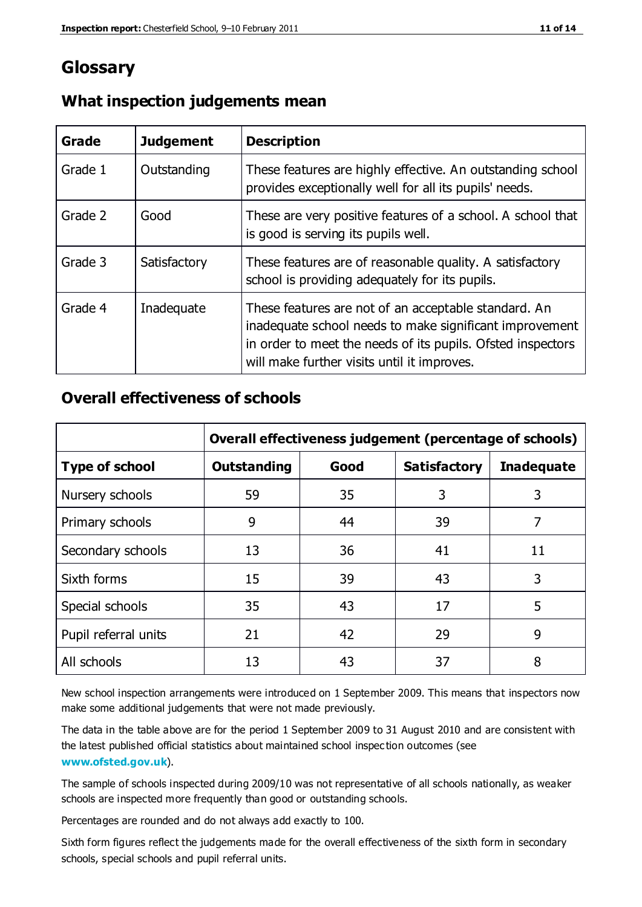# Glossary

## What inspection judgements mean

| Grade | Judgement | Description |
|---|---|---|
| Grade 1 | Outstanding | These features are highly effective. An outstanding school provides exceptionally well for all its pupils' needs. |
| Grade 2 | Good | These are very positive features of a school. A school that is good is serving its pupils well. |
| Grade 3 | Satisfactory | These features are of reasonable quality. A satisfactory school is providing adequately for its pupils. |
| Grade 4 | Inadequate | These features are not of an acceptable standard. An inadequate school needs to make significant improvement in order to meet the needs of its pupils. Ofsted inspectors will make further visits until it improves. |

## Overall effectiveness of schools

| | Overall effectiveness judgement (percentage of schools) | | | |
|---|---|---|---|---|
| **Type of school** | **Outstanding** | **Good** | **Satisfactory** | **Inadequate** |
| Nursery schools | 59 | 35 | 3 | 3 |
| Primary schools | 9 | 44 | 39 | 7 |
| Secondary schools | 13 | 36 | 41 | 11 |
| Sixth forms | 15 | 39 | 43 | 3 |
| Special schools | 35 | 43 | 17 | 5 |
| Pupil referral units | 21 | 42 | 29 | 9 |
| All schools | 13 | 43 | 37 | 8 |

New school inspection arrangements were introduced on 1 September 2009. This means that inspectors now make some additional judgements that were not made previously.

The data in the table above are for the period 1 September 2009 to 31 August 2010 and are consistent with the latest published official statistics about maintained school inspection outcomes (see **www.ofsted.gov.uk**).

The sample of schools inspected during 2009/10 was not representative of all schools nationally, as weaker schools are inspected more frequently than good or outstanding schools.

Percentages are rounded and do not always add exactly to 100.

Sixth form figures reflect the judgements made for the overall effectiveness of the sixth form in secondary schools, special schools and pupil referral units.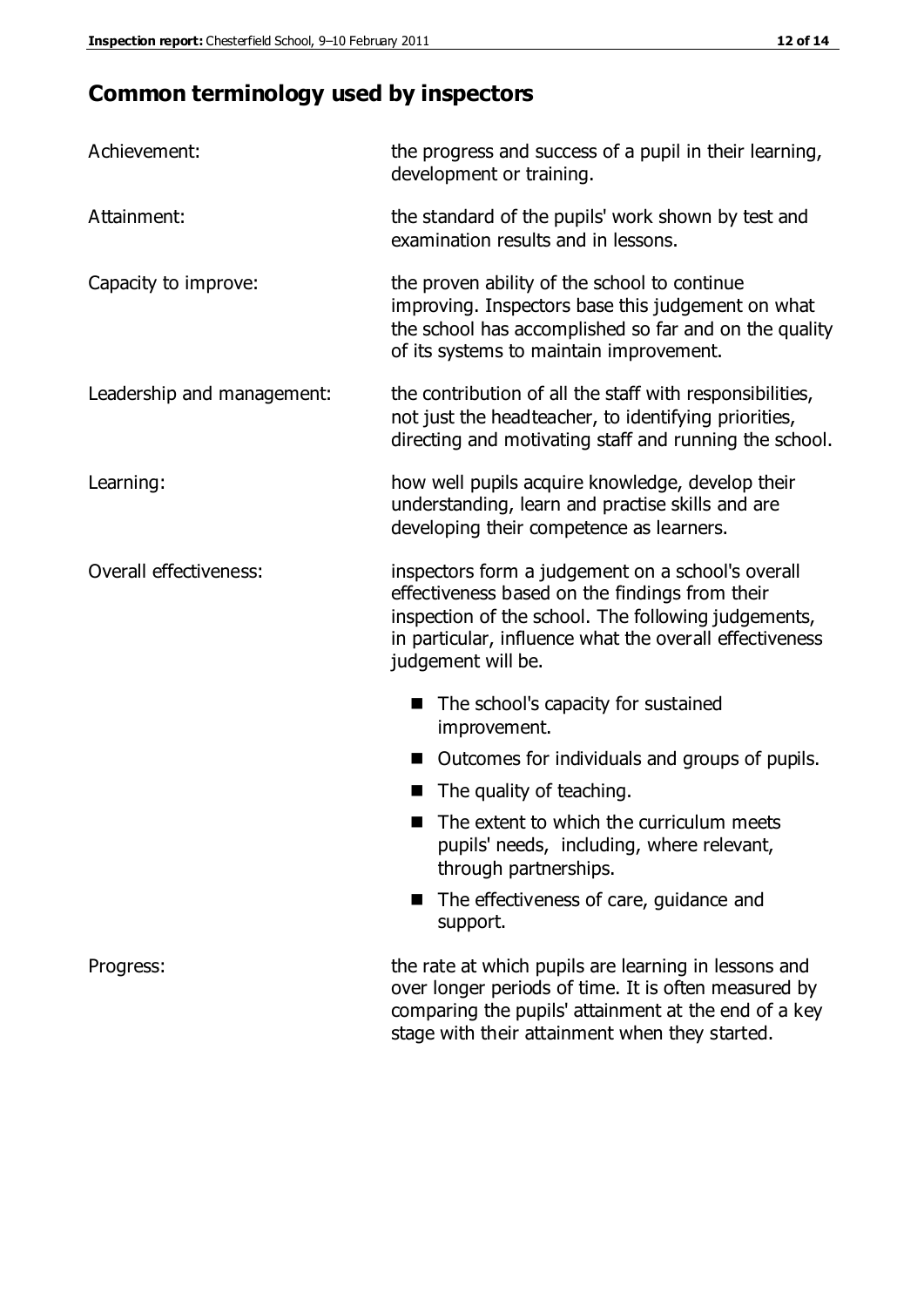## Common terminology used by inspectors

| | |
|---|---|
| Achievement: | the progress and success of a pupil in their learning, development or training. |
| Attainment: | the standard of the pupils' work shown by test and examination results and in lessons. |
| Capacity to improve: | the proven ability of the school to continue improving. Inspectors base this judgement on what the school has accomplished so far and on the quality of its systems to maintain improvement. |
| Leadership and management: | the contribution of all the staff with responsibilities, not just the headteacher, to identifying priorities, directing and motivating staff and running the school. |
| Learning: | how well pupils acquire knowledge, develop their understanding, learn and practise skills and are developing their competence as learners. |
| Overall effectiveness: | inspectors form a judgement on a school's overall effectiveness based on the findings from their inspection of the school. The following judgements, in particular, influence what the overall effectiveness judgement will be.<br>■ The school's capacity for sustained improvement.<br>■ Outcomes for individuals and groups of pupils.<br>■ The quality of teaching.<br>■ The extent to which the curriculum meets pupils' needs, including, where relevant, through partnerships.<br>■ The effectiveness of care, guidance and support. |
| Progress: | the rate at which pupils are learning in lessons and over longer periods of time. It is often measured by comparing the pupils' attainment at the end of a key stage with their attainment when they started. |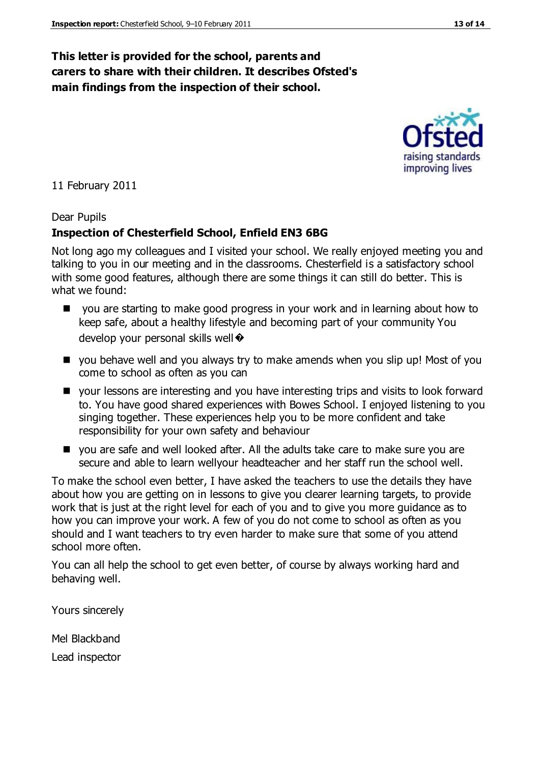**This letter is provided for the school, parents and carers to share with their children. It describes Ofsted's main findings from the inspection of their school.**

11 February 2011

Dear Pupils

**Inspection of Chesterfield School, Enfield EN3 6BG**

Not long ago my colleagues and I visited your school. We really enjoyed meeting you and talking to you in our meeting and in the classrooms. Chesterfield is a satisfactory school with some good features, although there are some things it can still do better. This is what we found:

- you are starting to make good progress in your work and in learning about how to keep safe, about a healthy lifestyle and becoming part of your community You develop your personal skills well�
- you behave well and you always try to make amends when you slip up! Most of you come to school as often as you can
- your lessons are interesting and you have interesting trips and visits to look forward to. You have good shared experiences with Bowes School. I enjoyed listening to you singing together. These experiences help you to be more confident and take responsibility for your own safety and behaviour
- you are safe and well looked after. All the adults take care to make sure you are secure and able to learn wellyour headteacher and her staff run the school well.

To make the school even better, I have asked the teachers to use the details they have about how you are getting on in lessons to give you clearer learning targets, to provide work that is just at the right level for each of you and to give you more guidance as to how you can improve your work. A few of you do not come to school as often as you should and I want teachers to try even harder to make sure that some of you attend school more often.

You can all help the school to get even better, of course by always working hard and behaving well.

Yours sincerely

Mel Blackband

Lead inspector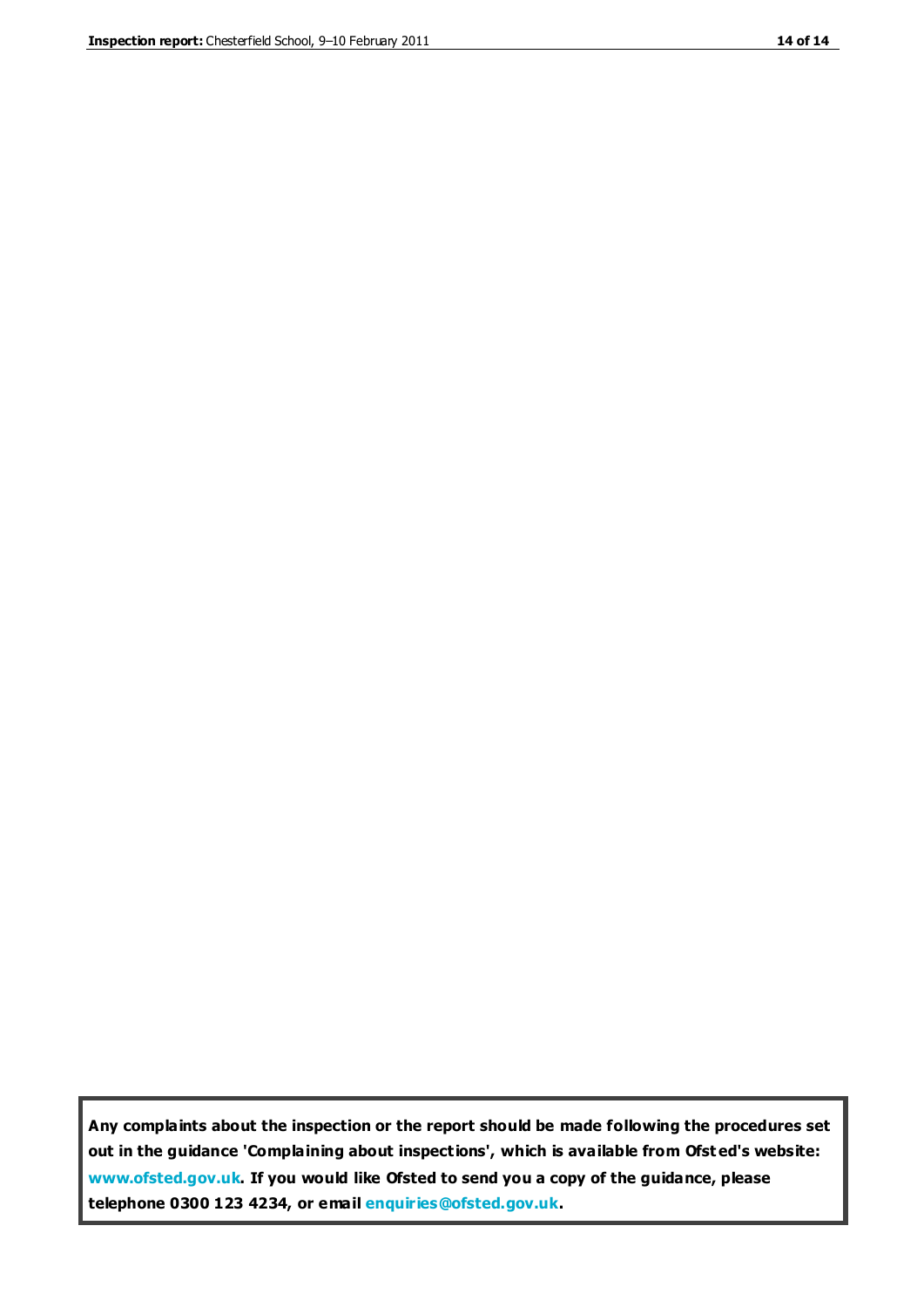**Any complaints about the inspection or the report should be made following the procedures set out in the guidance 'Complaining about inspections', which is available from Ofsted's website: www.ofsted.gov.uk. If you would like Ofsted to send you a copy of the guidance, please telephone 0300 123 4234, or email enquiries@ofsted.gov.uk.**